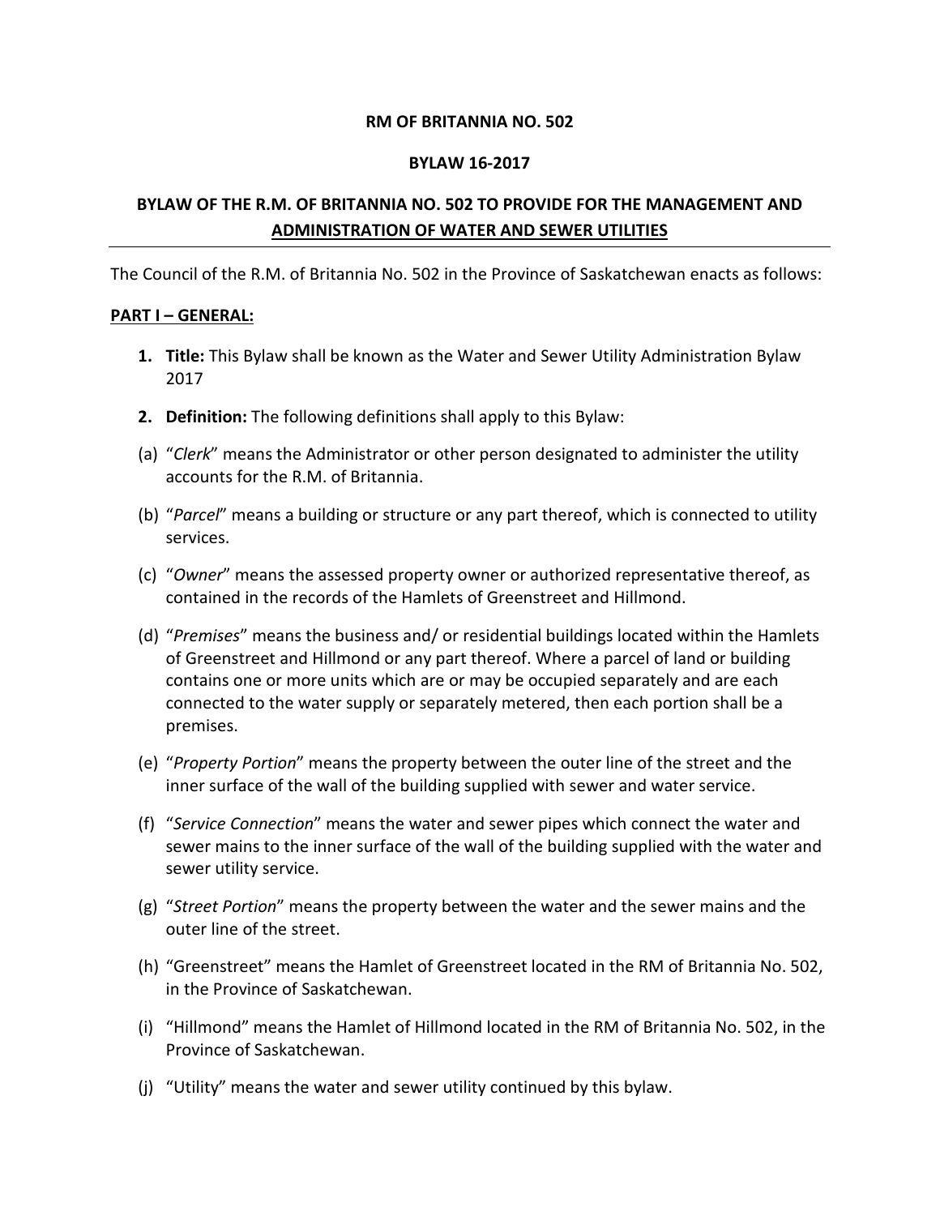**RM OF BRITANNIA NO. 502**

**BYLAW 16-2017**

**BYLAW OF THE R.M. OF BRITANNIA NO. 502 TO PROVIDE FOR THE MANAGEMENT AND ADMINISTRATION OF WATER AND SEWER UTILITIES**

The Council of the R.M. of Britannia No. 502 in the Province of Saskatchewan enacts as follows:

**PART I – GENERAL:**

1. **Title:** This Bylaw shall be known as the Water and Sewer Utility Administration Bylaw 2017

2. **Definition:** The following definitions shall apply to this Bylaw:

(a) "*Clerk*" means the Administrator or other person designated to administer the utility accounts for the R.M. of Britannia.

(b) "*Parcel*" means a building or structure or any part thereof, which is connected to utility services.

(c) "*Owner*" means the assessed property owner or authorized representative thereof, as contained in the records of the Hamlets of Greenstreet and Hillmond.

(d) "*Premises*" means the business and/ or residential buildings located within the Hamlets of Greenstreet and Hillmond or any part thereof. Where a parcel of land or building contains one or more units which are or may be occupied separately and are each connected to the water supply or separately metered, then each portion shall be a premises.

(e) "*Property Portion*" means the property between the outer line of the street and the inner surface of the wall of the building supplied with sewer and water service.

(f) "*Service Connection*" means the water and sewer pipes which connect the water and sewer mains to the inner surface of the wall of the building supplied with the water and sewer utility service.

(g) "*Street Portion*" means the property between the water and the sewer mains and the outer line of the street.

(h) "Greenstreet" means the Hamlet of Greenstreet located in the RM of Britannia No. 502, in the Province of Saskatchewan.

(i) "Hillmond" means the Hamlet of Hillmond located in the RM of Britannia No. 502, in the Province of Saskatchewan.

(j) "Utility" means the water and sewer utility continued by this bylaw.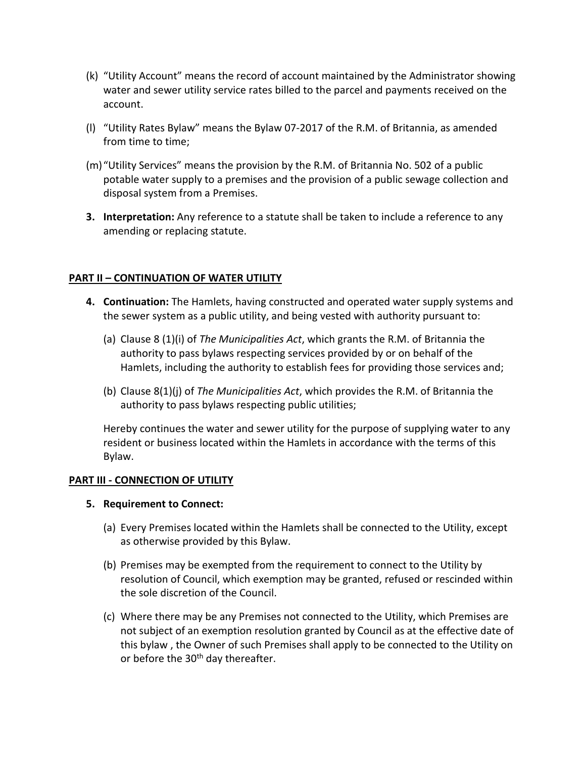(k) "Utility Account" means the record of account maintained by the Administrator showing water and sewer utility service rates billed to the parcel and payments received on the account.

(l) "Utility Rates Bylaw" means the Bylaw 07-2017 of the R.M. of Britannia, as amended from time to time;

(m) "Utility Services" means the provision by the R.M. of Britannia No. 502 of a public potable water supply to a premises and the provision of a public sewage collection and disposal system from a Premises.

**3. Interpretation:** Any reference to a statute shall be taken to include a reference to any amending or replacing statute.

## PART II – CONTINUATION OF WATER UTILITY

**4. Continuation:** The Hamlets, having constructed and operated water supply systems and the sewer system as a public utility, and being vested with authority pursuant to:

(a) Clause 8 (1)(i) of *The Municipalities Act*, which grants the R.M. of Britannia the authority to pass bylaws respecting services provided by or on behalf of the Hamlets, including the authority to establish fees for providing those services and;

(b) Clause 8(1)(j) of *The Municipalities Act*, which provides the R.M. of Britannia the authority to pass bylaws respecting public utilities;

Hereby continues the water and sewer utility for the purpose of supplying water to any resident or business located within the Hamlets in accordance with the terms of this Bylaw.

## PART III - CONNECTION OF UTILITY

**5. Requirement to Connect:**

(a) Every Premises located within the Hamlets shall be connected to the Utility, except as otherwise provided by this Bylaw.

(b) Premises may be exempted from the requirement to connect to the Utility by resolution of Council, which exemption may be granted, refused or rescinded within the sole discretion of the Council.

(c) Where there may be any Premises not connected to the Utility, which Premises are not subject of an exemption resolution granted by Council as at the effective date of this bylaw , the Owner of such Premises shall apply to be connected to the Utility on or before the 30th day thereafter.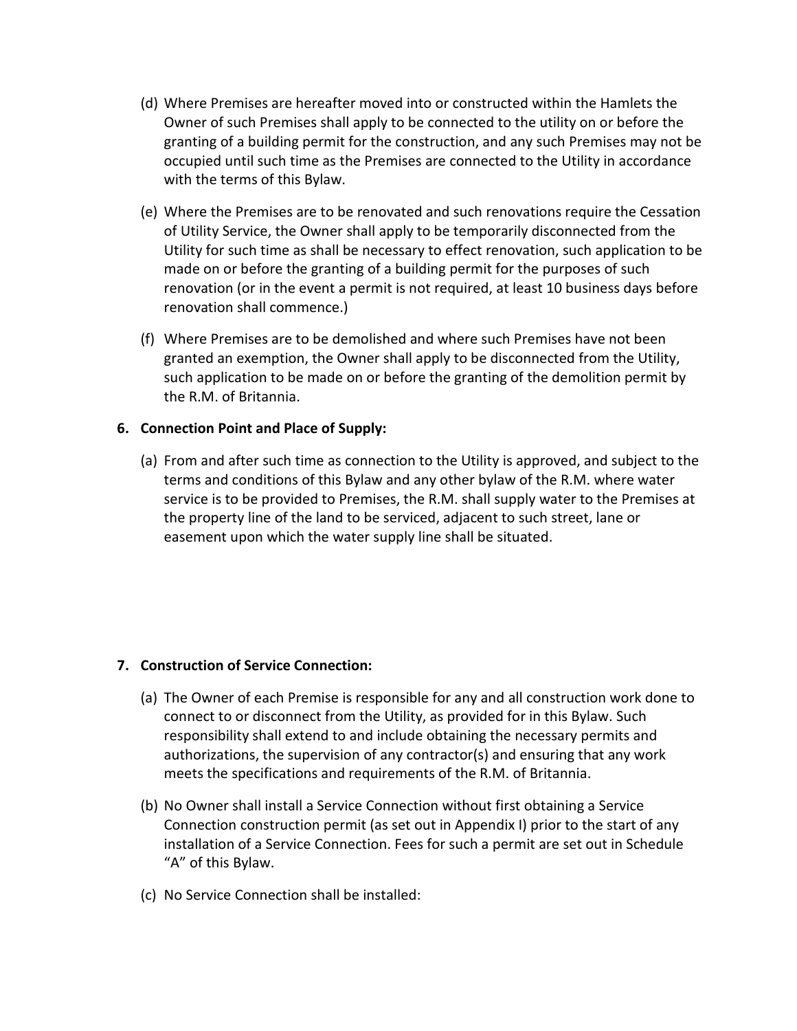(d) Where Premises are hereafter moved into or constructed within the Hamlets the Owner of such Premises shall apply to be connected to the utility on or before the granting of a building permit for the construction, and any such Premises may not be occupied until such time as the Premises are connected to the Utility in accordance with the terms of this Bylaw.

(e) Where the Premises are to be renovated and such renovations require the Cessation of Utility Service, the Owner shall apply to be temporarily disconnected from the Utility for such time as shall be necessary to effect renovation, such application to be made on or before the granting of a building permit for the purposes of such renovation (or in the event a permit is not required, at least 10 business days before renovation shall commence.)

(f) Where Premises are to be demolished and where such Premises have not been granted an exemption, the Owner shall apply to be disconnected from the Utility, such application to be made on or before the granting of the demolition permit by the R.M. of Britannia.

**6. Connection Point and Place of Supply:**

(a) From and after such time as connection to the Utility is approved, and subject to the terms and conditions of this Bylaw and any other bylaw of the R.M. where water service is to be provided to Premises, the R.M. shall supply water to the Premises at the property line of the land to be serviced, adjacent to such street, lane or easement upon which the water supply line shall be situated.

**7. Construction of Service Connection:**

(a) The Owner of each Premise is responsible for any and all construction work done to connect to or disconnect from the Utility, as provided for in this Bylaw. Such responsibility shall extend to and include obtaining the necessary permits and authorizations, the supervision of any contractor(s) and ensuring that any work meets the specifications and requirements of the R.M. of Britannia.

(b) No Owner shall install a Service Connection without first obtaining a Service Connection construction permit (as set out in Appendix I) prior to the start of any installation of a Service Connection. Fees for such a permit are set out in Schedule "A" of this Bylaw.

(c) No Service Connection shall be installed: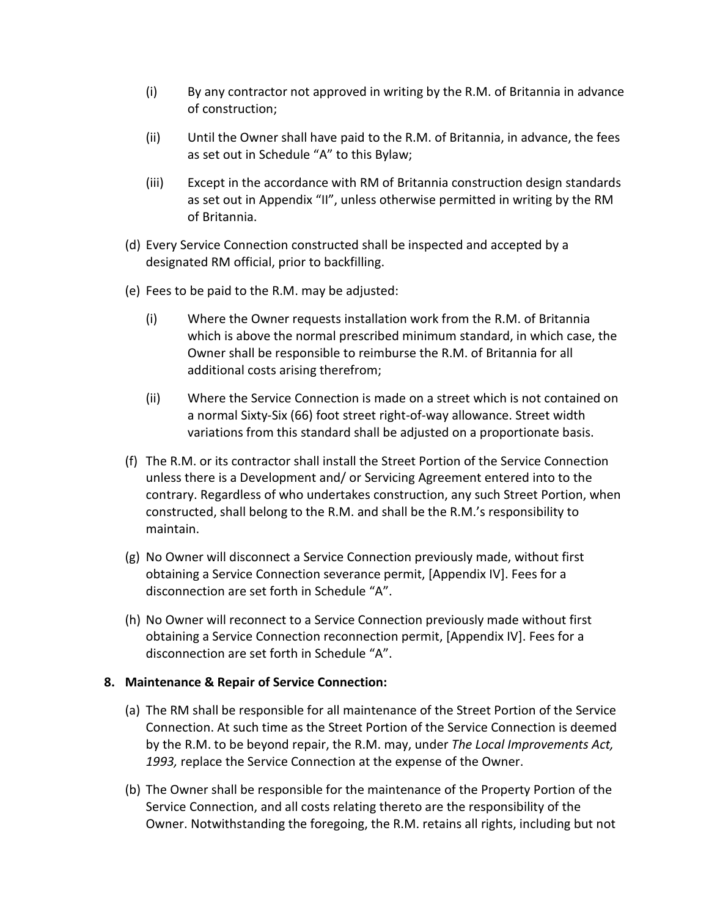(i) By any contractor not approved in writing by the R.M. of Britannia in advance of construction;

(ii) Until the Owner shall have paid to the R.M. of Britannia, in advance, the fees as set out in Schedule "A" to this Bylaw;

(iii) Except in the accordance with RM of Britannia construction design standards as set out in Appendix "II", unless otherwise permitted in writing by the RM of Britannia.

(d) Every Service Connection constructed shall be inspected and accepted by a designated RM official, prior to backfilling.

(e) Fees to be paid to the R.M. may be adjusted:

(i) Where the Owner requests installation work from the R.M. of Britannia which is above the normal prescribed minimum standard, in which case, the Owner shall be responsible to reimburse the R.M. of Britannia for all additional costs arising therefrom;

(ii) Where the Service Connection is made on a street which is not contained on a normal Sixty-Six (66) foot street right-of-way allowance. Street width variations from this standard shall be adjusted on a proportionate basis.

(f) The R.M. or its contractor shall install the Street Portion of the Service Connection unless there is a Development and/ or Servicing Agreement entered into to the contrary. Regardless of who undertakes construction, any such Street Portion, when constructed, shall belong to the R.M. and shall be the R.M.'s responsibility to maintain.

(g) No Owner will disconnect a Service Connection previously made, without first obtaining a Service Connection severance permit, [Appendix IV]. Fees for a disconnection are set forth in Schedule "A".

(h) No Owner will reconnect to a Service Connection previously made without first obtaining a Service Connection reconnection permit, [Appendix IV]. Fees for a disconnection are set forth in Schedule "A".

**8. Maintenance & Repair of Service Connection:**

(a) The RM shall be responsible for all maintenance of the Street Portion of the Service Connection. At such time as the Street Portion of the Service Connection is deemed by the R.M. to be beyond repair, the R.M. may, under *The Local Improvements Act, 1993,* replace the Service Connection at the expense of the Owner.

(b) The Owner shall be responsible for the maintenance of the Property Portion of the Service Connection, and all costs relating thereto are the responsibility of the Owner. Notwithstanding the foregoing, the R.M. retains all rights, including but not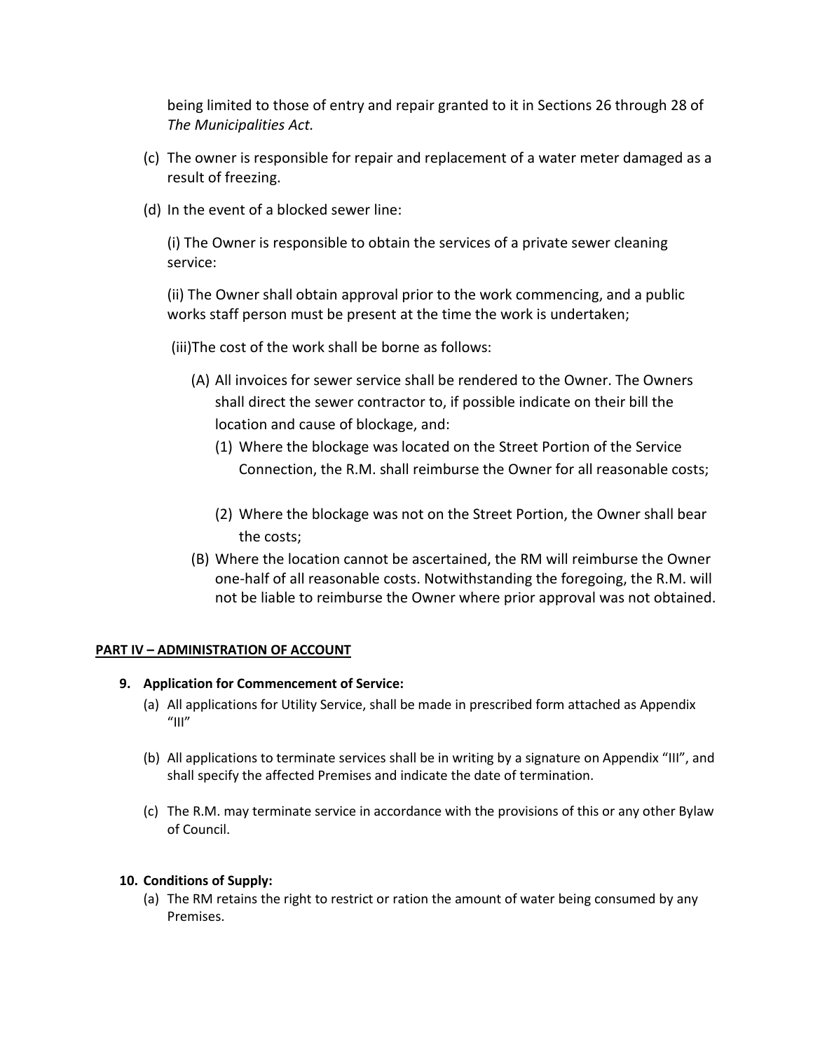being limited to those of entry and repair granted to it in Sections 26 through 28 of *The Municipalities Act.*

(c) The owner is responsible for repair and replacement of a water meter damaged as a result of freezing.

(d) In the event of a blocked sewer line:

(i) The Owner is responsible to obtain the services of a private sewer cleaning service:

(ii) The Owner shall obtain approval prior to the work commencing, and a public works staff person must be present at the time the work is undertaken;

(iii)The cost of the work shall be borne as follows:

(A) All invoices for sewer service shall be rendered to the Owner. The Owners shall direct the sewer contractor to, if possible indicate on their bill the location and cause of blockage, and:

(1) Where the blockage was located on the Street Portion of the Service Connection, the R.M. shall reimburse the Owner for all reasonable costs;

(2) Where the blockage was not on the Street Portion, the Owner shall bear the costs;

(B) Where the location cannot be ascertained, the RM will reimburse the Owner one-half of all reasonable costs. Notwithstanding the foregoing, the R.M. will not be liable to reimburse the Owner where prior approval was not obtained.

**PART IV – ADMINISTRATION OF ACCOUNT**

**9. Application for Commencement of Service:**

(a) All applications for Utility Service, shall be made in prescribed form attached as Appendix "III"

(b) All applications to terminate services shall be in writing by a signature on Appendix "III", and shall specify the affected Premises and indicate the date of termination.

(c) The R.M. may terminate service in accordance with the provisions of this or any other Bylaw of Council.

**10. Conditions of Supply:**

(a) The RM retains the right to restrict or ration the amount of water being consumed by any Premises.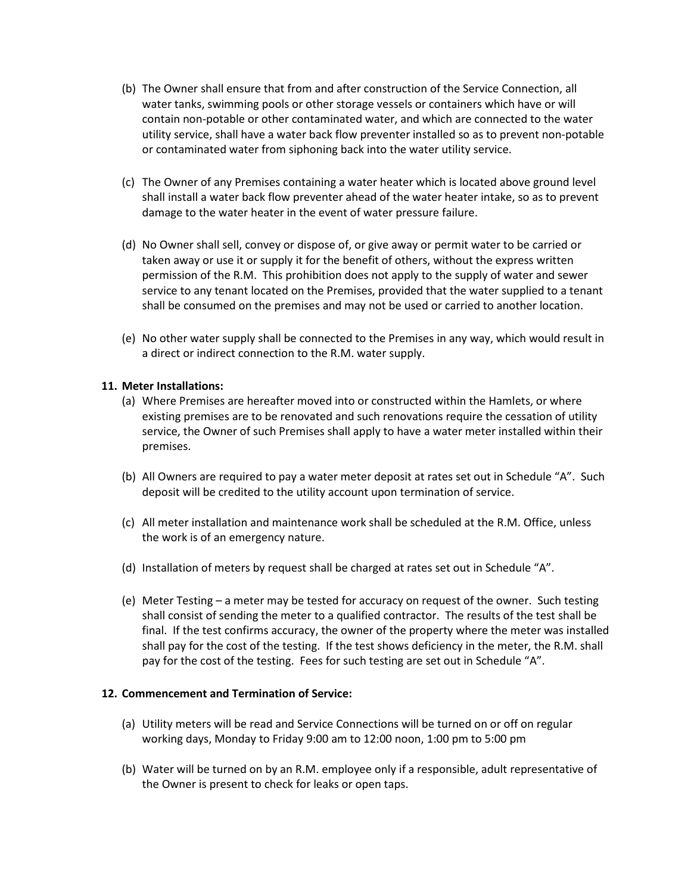(b) The Owner shall ensure that from and after construction of the Service Connection, all water tanks, swimming pools or other storage vessels or containers which have or will contain non-potable or other contaminated water, and which are connected to the water utility service, shall have a water back flow preventer installed so as to prevent non-potable or contaminated water from siphoning back into the water utility service.

(c) The Owner of any Premises containing a water heater which is located above ground level shall install a water back flow preventer ahead of the water heater intake, so as to prevent damage to the water heater in the event of water pressure failure.

(d) No Owner shall sell, convey or dispose of, or give away or permit water to be carried or taken away or use it or supply it for the benefit of others, without the express written permission of the R.M. This prohibition does not apply to the supply of water and sewer service to any tenant located on the Premises, provided that the water supplied to a tenant shall be consumed on the premises and may not be used or carried to another location.

(e) No other water supply shall be connected to the Premises in any way, which would result in a direct or indirect connection to the R.M. water supply.

**11. Meter Installations:**

(a) Where Premises are hereafter moved into or constructed within the Hamlets, or where existing premises are to be renovated and such renovations require the cessation of utility service, the Owner of such Premises shall apply to have a water meter installed within their premises.

(b) All Owners are required to pay a water meter deposit at rates set out in Schedule "A". Such deposit will be credited to the utility account upon termination of service.

(c) All meter installation and maintenance work shall be scheduled at the R.M. Office, unless the work is of an emergency nature.

(d) Installation of meters by request shall be charged at rates set out in Schedule "A".

(e) Meter Testing – a meter may be tested for accuracy on request of the owner. Such testing shall consist of sending the meter to a qualified contractor. The results of the test shall be final. If the test confirms accuracy, the owner of the property where the meter was installed shall pay for the cost of the testing. If the test shows deficiency in the meter, the R.M. shall pay for the cost of the testing. Fees for such testing are set out in Schedule "A".

**12. Commencement and Termination of Service:**

(a) Utility meters will be read and Service Connections will be turned on or off on regular working days, Monday to Friday 9:00 am to 12:00 noon, 1:00 pm to 5:00 pm

(b) Water will be turned on by an R.M. employee only if a responsible, adult representative of the Owner is present to check for leaks or open taps.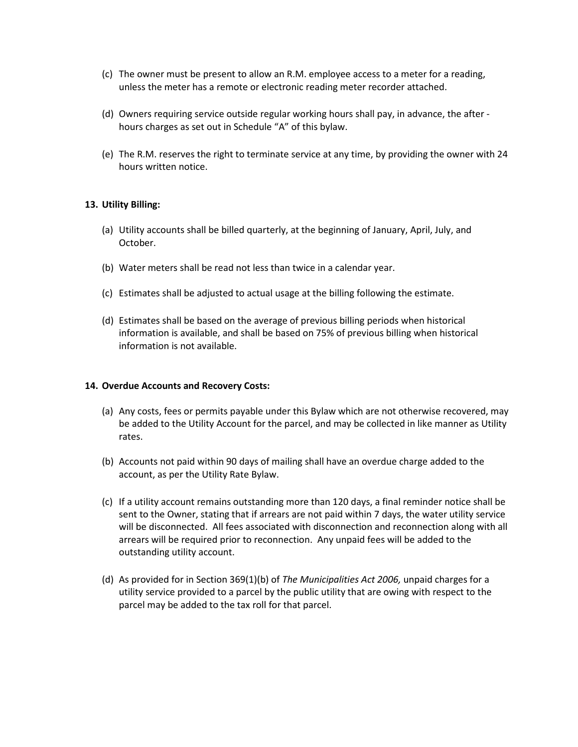(c) The owner must be present to allow an R.M. employee access to a meter for a reading, unless the meter has a remote or electronic reading meter recorder attached.

(d) Owners requiring service outside regular working hours shall pay, in advance, the after - hours charges as set out in Schedule "A" of this bylaw.

(e) The R.M. reserves the right to terminate service at any time, by providing the owner with 24 hours written notice.

**13. Utility Billing:**

(a) Utility accounts shall be billed quarterly, at the beginning of January, April, July, and October.

(b) Water meters shall be read not less than twice in a calendar year.

(c) Estimates shall be adjusted to actual usage at the billing following the estimate.

(d) Estimates shall be based on the average of previous billing periods when historical information is available, and shall be based on 75% of previous billing when historical information is not available.

**14. Overdue Accounts and Recovery Costs:**

(a) Any costs, fees or permits payable under this Bylaw which are not otherwise recovered, may be added to the Utility Account for the parcel, and may be collected in like manner as Utility rates.

(b) Accounts not paid within 90 days of mailing shall have an overdue charge added to the account, as per the Utility Rate Bylaw.

(c) If a utility account remains outstanding more than 120 days, a final reminder notice shall be sent to the Owner, stating that if arrears are not paid within 7 days, the water utility service will be disconnected. All fees associated with disconnection and reconnection along with all arrears will be required prior to reconnection. Any unpaid fees will be added to the outstanding utility account.

(d) As provided for in Section 369(1)(b) of *The Municipalities Act 2006,* unpaid charges for a utility service provided to a parcel by the public utility that are owing with respect to the parcel may be added to the tax roll for that parcel.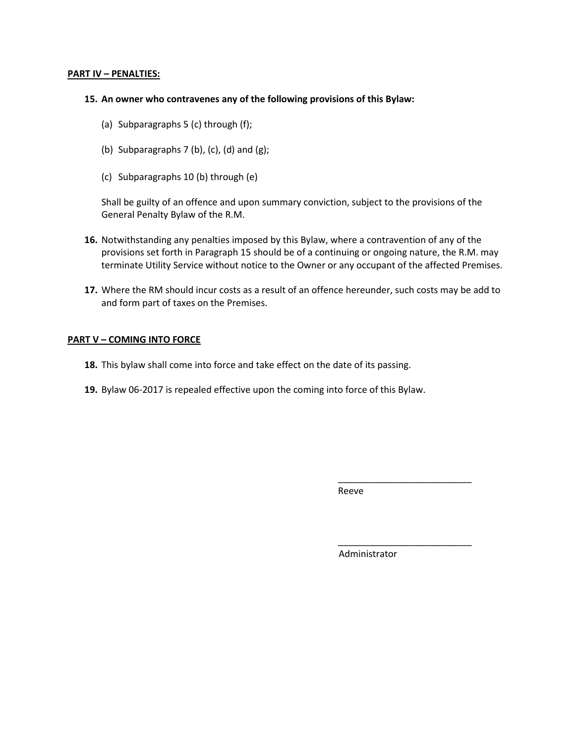## PART IV – PENALTIES:

**15. An owner who contravenes any of the following provisions of this Bylaw:**

(a) Subparagraphs 5 (c) through (f);

(b) Subparagraphs 7 (b), (c), (d) and (g);

(c) Subparagraphs 10 (b) through (e)

Shall be guilty of an offence and upon summary conviction, subject to the provisions of the General Penalty Bylaw of the R.M.

**16.** Notwithstanding any penalties imposed by this Bylaw, where a contravention of any of the provisions set forth in Paragraph 15 should be of a continuing or ongoing nature, the R.M. may terminate Utility Service without notice to the Owner or any occupant of the affected Premises.

**17.** Where the RM should incur costs as a result of an offence hereunder, such costs may be add to and form part of taxes on the Premises.

## PART V – COMING INTO FORCE

**18.** This bylaw shall come into force and take effect on the date of its passing.

**19.** Bylaw 06-2017 is repealed effective upon the coming into force of this Bylaw.

\_\_\_\_\_\_\_\_\_\_\_\_\_\_\_\_\_\_\_\_\_\_\_\_\_\_
Reeve

\_\_\_\_\_\_\_\_\_\_\_\_\_\_\_\_\_\_\_\_\_\_\_\_\_\_
Administrator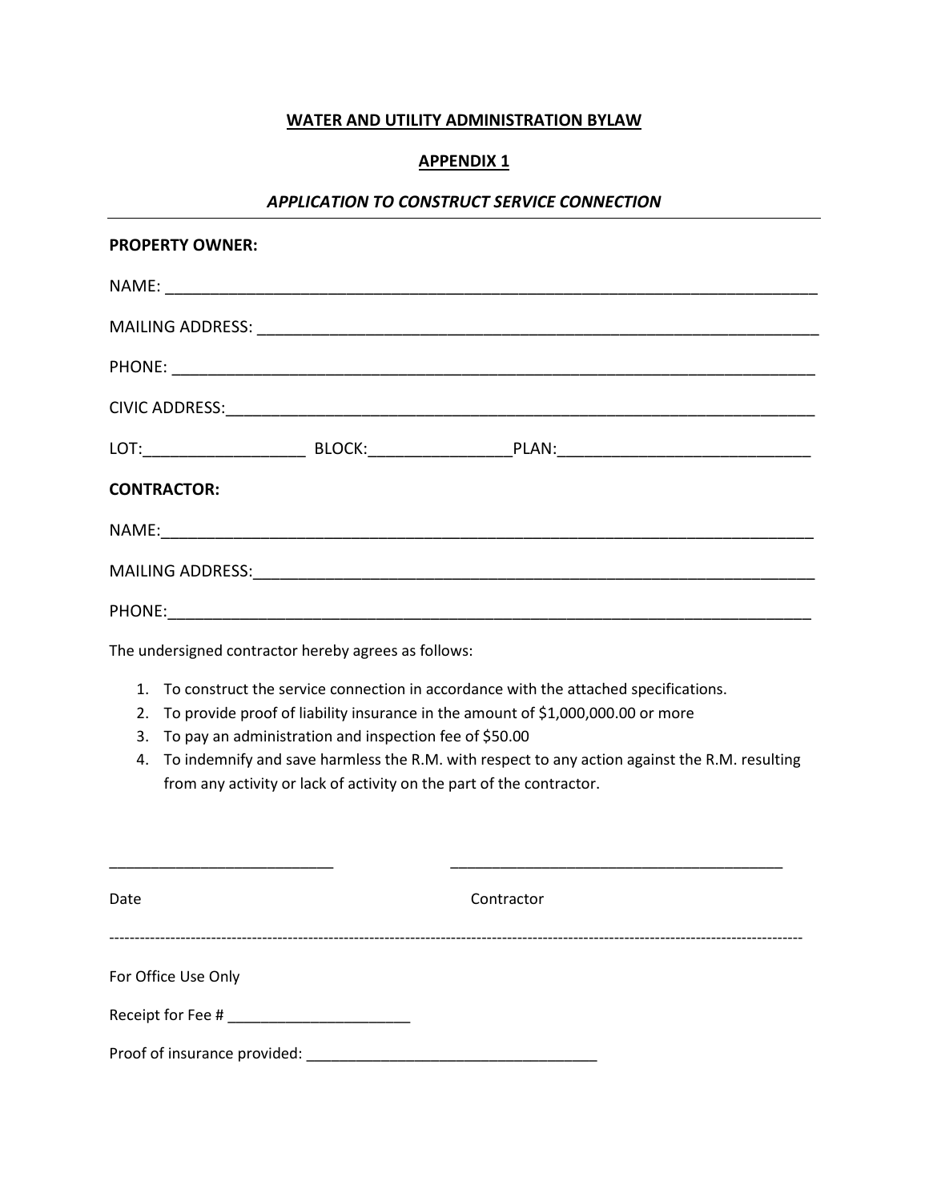**WATER AND UTILITY ADMINISTRATION BYLAW**

**APPENDIX 1**

***APPLICATION TO CONSTRUCT SERVICE CONNECTION***

---

**PROPERTY OWNER:**

NAME: ___________________________________________________________________________

MAILING ADDRESS: _________________________________________________________________

PHONE: __________________________________________________________________________

CIVIC ADDRESS:____________________________________________________________________

LOT:__________________ BLOCK:________________PLAN:____________________________

**CONTRACTOR:**

NAME:____________________________________________________________________________

MAILING ADDRESS:__________________________________________________________________

PHONE:___________________________________________________________________________

The undersigned contractor hereby agrees as follows:

1. To construct the service connection in accordance with the attached specifications.
2. To provide proof of liability insurance in the amount of $1,000,000.00 or more
3. To pay an administration and inspection fee of $50.00
4. To indemnify and save harmless the R.M. with respect to any action against the R.M. resulting from any activity or lack of activity on the part of the contractor.

___________________________ ________________________________________

Date Contractor

-----------------------------------------------------------------------------------------------------------------------------------

For Office Use Only

Receipt for Fee # ______________________

Proof of insurance provided: ____________________________________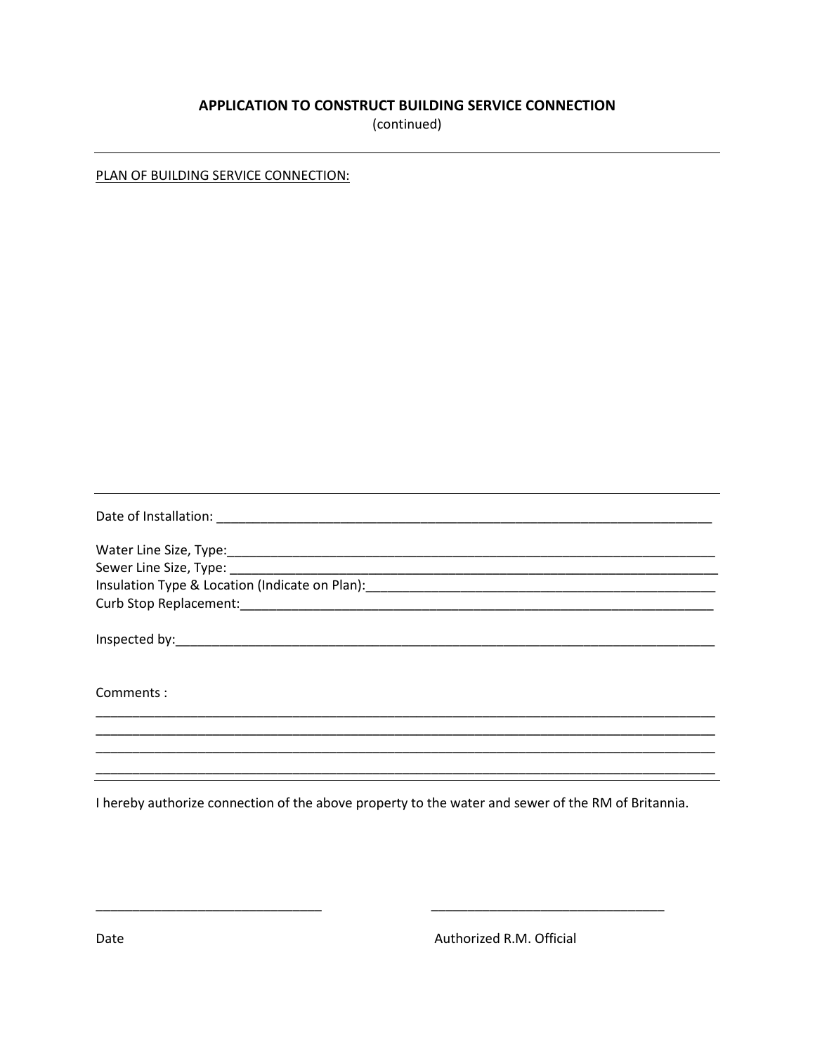## APPLICATION TO CONSTRUCT BUILDING SERVICE CONNECTION

(continued)

---

PLAN OF BUILDING SERVICE CONNECTION:

---

Date of Installation: ___________________________________________________________________________

Water Line Size, Type:__________________________________________________________________________
Sewer Line Size, Type: __________________________________________________________________________
Insulation Type & Location (Indicate on Plan):_____________________________________________________
Curb Stop Replacement:_________________________________________________________________________

Inspected by:_________________________________________________________________________________

Comments :
____________________________________________________________________________________________
____________________________________________________________________________________________
____________________________________________________________________________________________
____________________________________________________________________________________________

---

I hereby authorize connection of the above property to the water and sewer of the RM of Britannia.

_______________________________ _________________________________

Date Authorized R.M. Official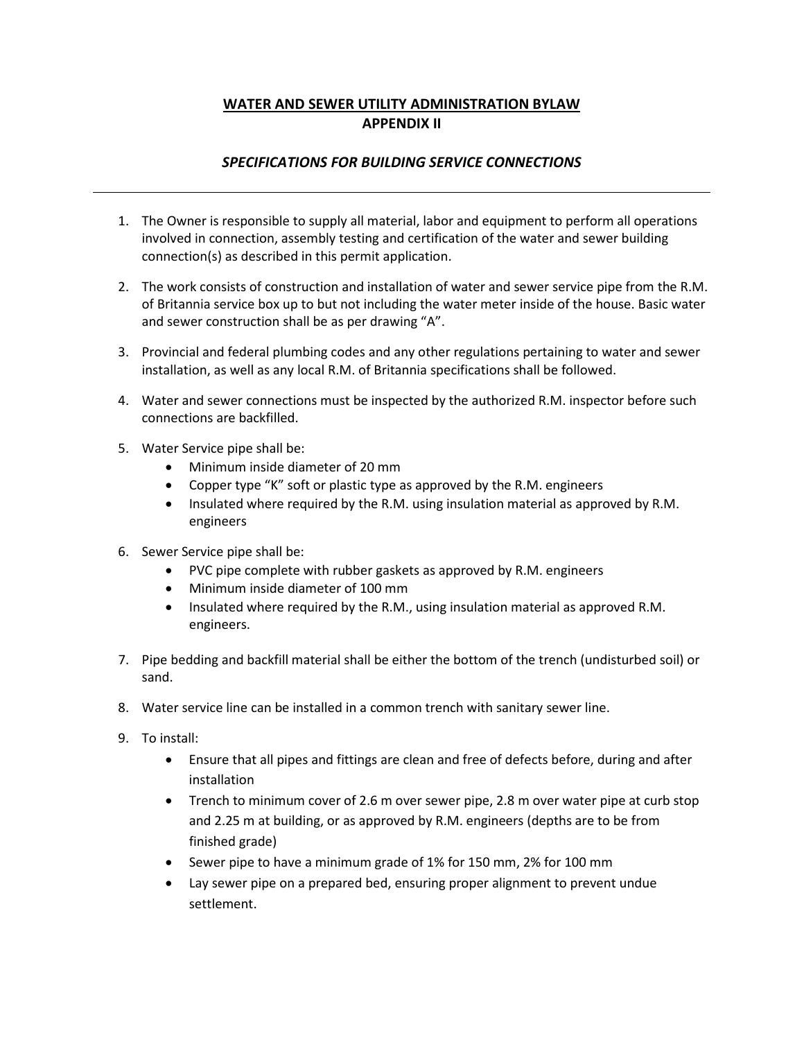## WATER AND SEWER UTILITY ADMINISTRATION BYLAW
## APPENDIX II

### *SPECIFICATIONS FOR BUILDING SERVICE CONNECTIONS*

---

1. The Owner is responsible to supply all material, labor and equipment to perform all operations involved in connection, assembly testing and certification of the water and sewer building connection(s) as described in this permit application.

2. The work consists of construction and installation of water and sewer service pipe from the R.M. of Britannia service box up to but not including the water meter inside of the house. Basic water and sewer construction shall be as per drawing "A".

3. Provincial and federal plumbing codes and any other regulations pertaining to water and sewer installation, as well as any local R.M. of Britannia specifications shall be followed.

4. Water and sewer connections must be inspected by the authorized R.M. inspector before such connections are backfilled.

5. Water Service pipe shall be:
   - Minimum inside diameter of 20 mm
   - Copper type "K" soft or plastic type as approved by the R.M. engineers
   - Insulated where required by the R.M. using insulation material as approved by R.M. engineers

6. Sewer Service pipe shall be:
   - PVC pipe complete with rubber gaskets as approved by R.M. engineers
   - Minimum inside diameter of 100 mm
   - Insulated where required by the R.M., using insulation material as approved R.M. engineers.

7. Pipe bedding and backfill material shall be either the bottom of the trench (undisturbed soil) or sand.

8. Water service line can be installed in a common trench with sanitary sewer line.

9. To install:
   - Ensure that all pipes and fittings are clean and free of defects before, during and after installation
   - Trench to minimum cover of 2.6 m over sewer pipe, 2.8 m over water pipe at curb stop and 2.25 m at building, or as approved by R.M. engineers (depths are to be from finished grade)
   - Sewer pipe to have a minimum grade of 1% for 150 mm, 2% for 100 mm
   - Lay sewer pipe on a prepared bed, ensuring proper alignment to prevent undue settlement.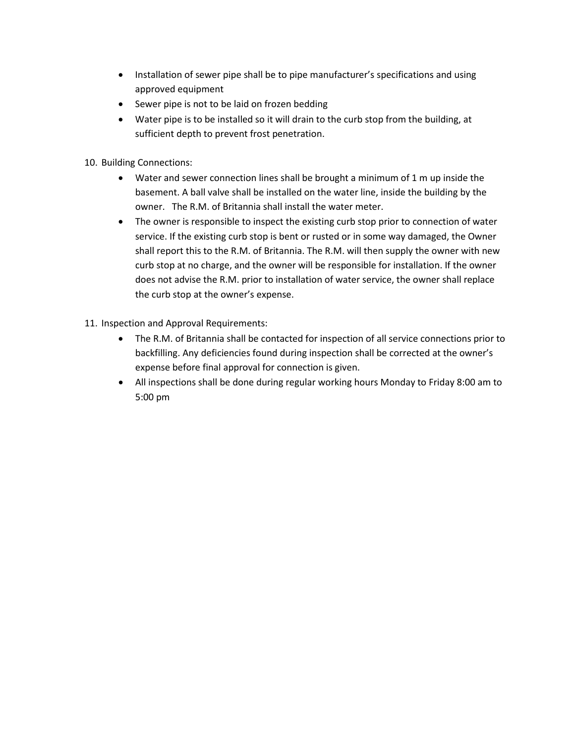- Installation of sewer pipe shall be to pipe manufacturer's specifications and using approved equipment
- Sewer pipe is not to be laid on frozen bedding
- Water pipe is to be installed so it will drain to the curb stop from the building, at sufficient depth to prevent frost penetration.

10. Building Connections:
    - Water and sewer connection lines shall be brought a minimum of 1 m up inside the basement. A ball valve shall be installed on the water line, inside the building by the owner. The R.M. of Britannia shall install the water meter.
    - The owner is responsible to inspect the existing curb stop prior to connection of water service. If the existing curb stop is bent or rusted or in some way damaged, the Owner shall report this to the R.M. of Britannia. The R.M. will then supply the owner with new curb stop at no charge, and the owner will be responsible for installation. If the owner does not advise the R.M. prior to installation of water service, the owner shall replace the curb stop at the owner's expense.

11. Inspection and Approval Requirements:
    - The R.M. of Britannia shall be contacted for inspection of all service connections prior to backfilling. Any deficiencies found during inspection shall be corrected at the owner's expense before final approval for connection is given.
    - All inspections shall be done during regular working hours Monday to Friday 8:00 am to 5:00 pm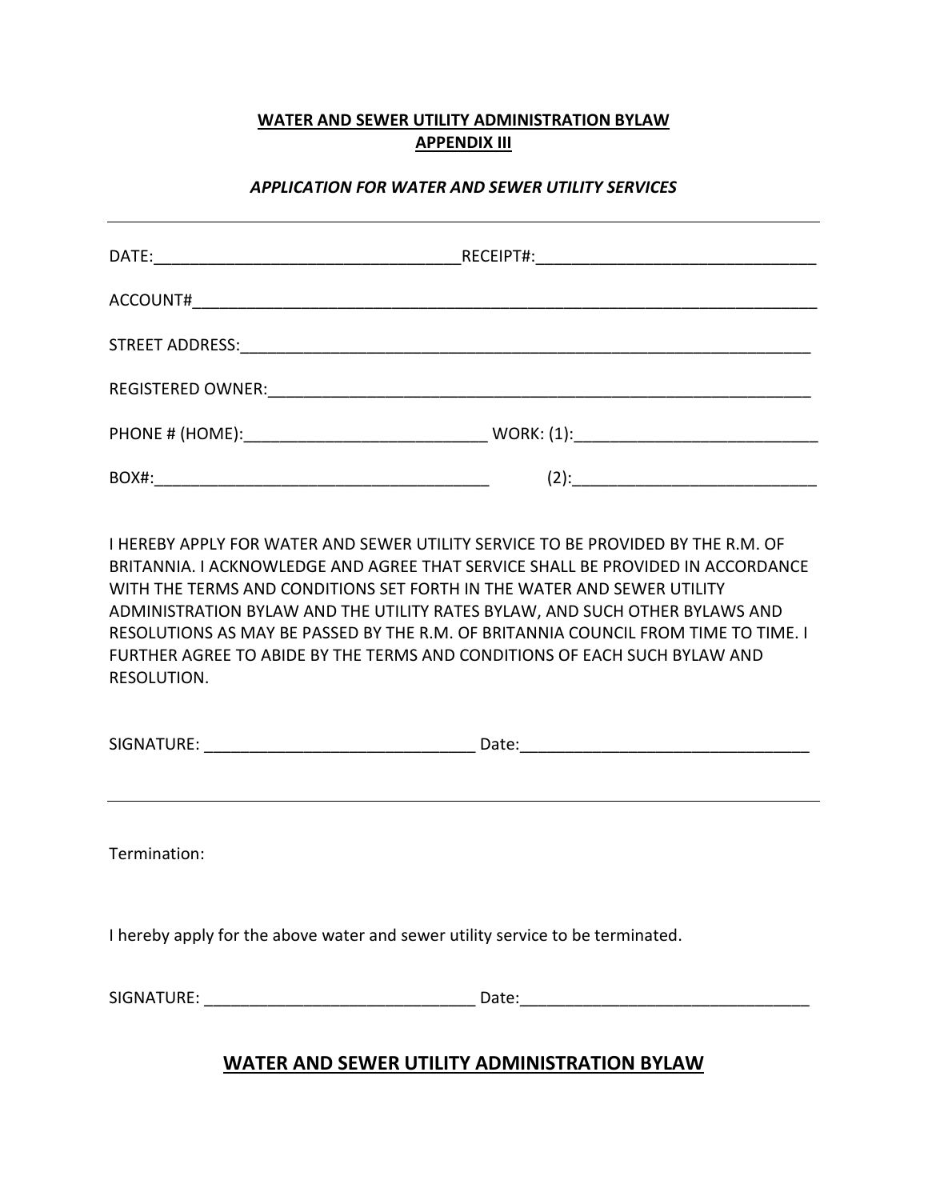**WATER AND SEWER UTILITY ADMINISTRATION BYLAW**
**APPENDIX III**

***APPLICATION FOR WATER AND SEWER UTILITY SERVICES***

---

DATE:___________________________________RECEIPT#:_______________________________

ACCOUNT#_________________________________________________________________________

STREET ADDRESS:__________________________________________________________________

REGISTERED OWNER:_______________________________________________________________

PHONE # (HOME):___________________________ WORK: (1):___________________________

BOX#:______________________________________ (2):___________________________

I HEREBY APPLY FOR WATER AND SEWER UTILITY SERVICE TO BE PROVIDED BY THE R.M. OF BRITANNIA. I ACKNOWLEDGE AND AGREE THAT SERVICE SHALL BE PROVIDED IN ACCORDANCE WITH THE TERMS AND CONDITIONS SET FORTH IN THE WATER AND SEWER UTILITY ADMINISTRATION BYLAW AND THE UTILITY RATES BYLAW, AND SUCH OTHER BYLAWS AND RESOLUTIONS AS MAY BE PASSED BY THE R.M. OF BRITANNIA COUNCIL FROM TIME TO TIME. I FURTHER AGREE TO ABIDE BY THE TERMS AND CONDITIONS OF EACH SUCH BYLAW AND RESOLUTION.

SIGNATURE: ______________________________ Date:________________________________

---

Termination:

I hereby apply for the above water and sewer utility service to be terminated.

SIGNATURE: ______________________________ Date:________________________________

## WATER AND SEWER UTILITY ADMINISTRATION BYLAW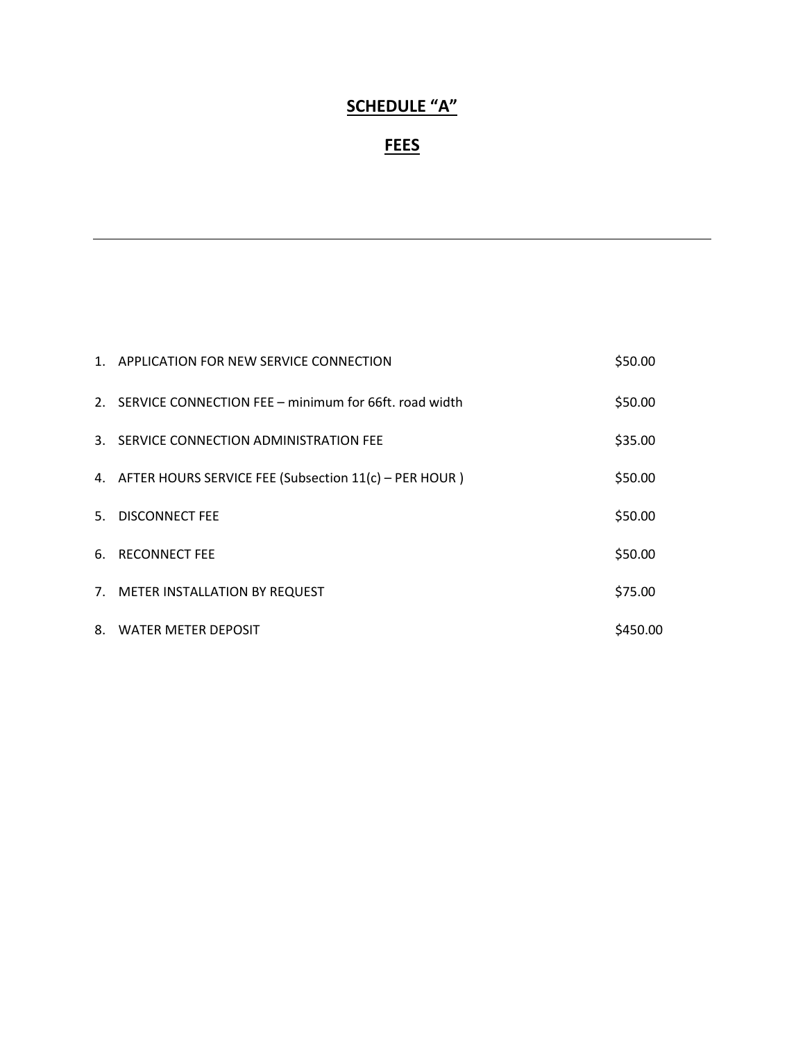# **SCHEDULE "A"**

## **FEES**

---

| | | |
|---|---|---|
| 1. | APPLICATION FOR NEW SERVICE CONNECTION | $50.00 |
| 2. | SERVICE CONNECTION FEE – minimum for 66ft. road width | $50.00 |
| 3. | SERVICE CONNECTION ADMINISTRATION FEE | $35.00 |
| 4. | AFTER HOURS SERVICE FEE (Subsection 11(c) – PER HOUR ) | $50.00 |
| 5. | DISCONNECT FEE | $50.00 |
| 6. | RECONNECT FEE | $50.00 |
| 7. | METER INSTALLATION BY REQUEST | $75.00 |
| 8. | WATER METER DEPOSIT | $450.00 |